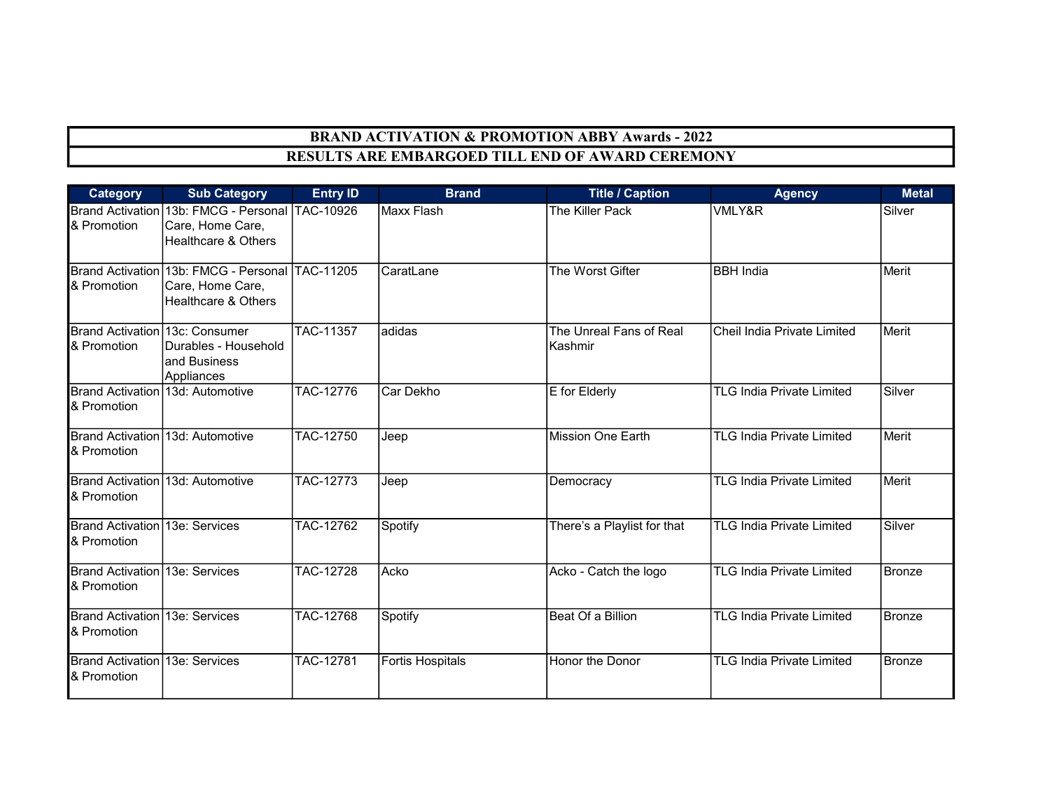# BRAND ACTIVATION & PROMOTION ABBY Awards - 2022

## RESULTS ARE EMBARGOED TILL END OF AWARD CEREMONY

| Category | Sub Category | Entry ID | Brand | Title / Caption | Agency | Metal |
|---|---|---|---|---|---|---|
| Brand Activation & Promotion | 13b: FMCG - Personal Care, Home Care, Healthcare & Others | TAC-10926 | Maxx Flash | The Killer Pack | VMLY&R | Silver |
| Brand Activation & Promotion | 13b: FMCG - Personal Care, Home Care, Healthcare & Others | TAC-11205 | CaratLane | The Worst Gifter | BBH India | Merit |
| Brand Activation & Promotion | 13c: Consumer Durables - Household and Business Appliances | TAC-11357 | adidas | The Unreal Fans of Real Kashmir | Cheil India Private Limited | Merit |
| Brand Activation & Promotion | 13d: Automotive | TAC-12776 | Car Dekho | E for Elderly | TLG India Private Limited | Silver |
| Brand Activation & Promotion | 13d: Automotive | TAC-12750 | Jeep | Mission One Earth | TLG India Private Limited | Merit |
| Brand Activation & Promotion | 13d: Automotive | TAC-12773 | Jeep | Democracy | TLG India Private Limited | Merit |
| Brand Activation & Promotion | 13e: Services | TAC-12762 | Spotify | There's a Playlist for that | TLG India Private Limited | Silver |
| Brand Activation & Promotion | 13e: Services | TAC-12728 | Acko | Acko - Catch the logo | TLG India Private Limited | Bronze |
| Brand Activation & Promotion | 13e: Services | TAC-12768 | Spotify | Beat Of a Billion | TLG India Private Limited | Bronze |
| Brand Activation & Promotion | 13e: Services | TAC-12781 | Fortis Hospitals | Honor the Donor | TLG India Private Limited | Bronze |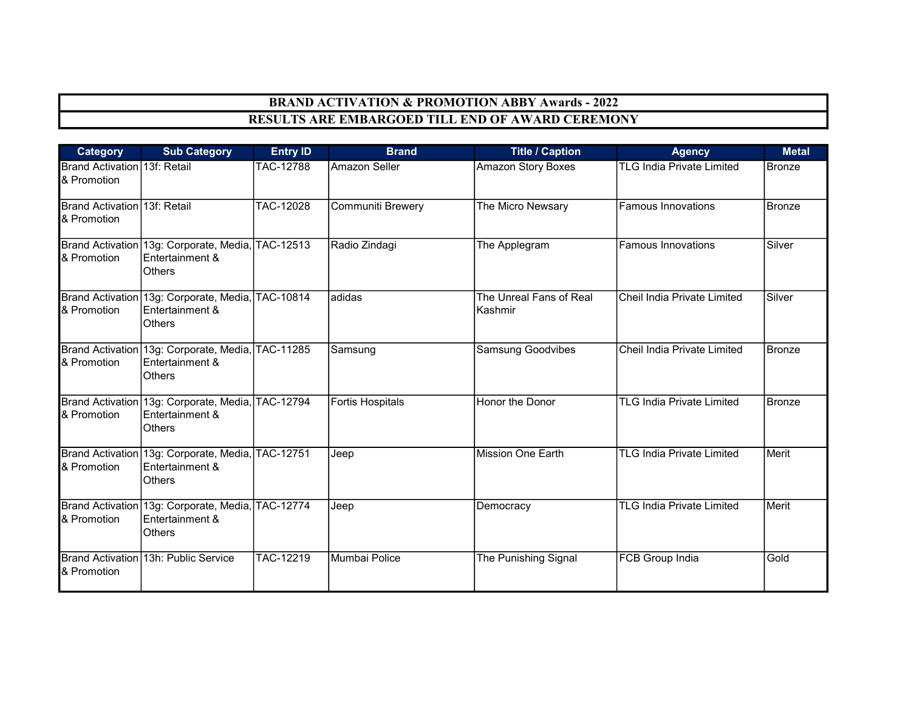**BRAND ACTIVATION & PROMOTION ABBY Awards - 2022**

**RESULTS ARE EMBARGOED TILL END OF AWARD CEREMONY**

| Category | Sub Category | Entry ID | Brand | Title / Caption | Agency | Metal |
|---|---|---|---|---|---|---|
| Brand Activation & Promotion | 13f: Retail | TAC-12788 | Amazon Seller | Amazon Story Boxes | TLG India Private Limited | Bronze |
| Brand Activation & Promotion | 13f: Retail | TAC-12028 | Communiti Brewery | The Micro Newsary | Famous Innovations | Bronze |
| Brand Activation & Promotion | 13g: Corporate, Media, Entertainment & Others | TAC-12513 | Radio Zindagi | The Applegram | Famous Innovations | Silver |
| Brand Activation & Promotion | 13g: Corporate, Media, Entertainment & Others | TAC-10814 | adidas | The Unreal Fans of Real Kashmir | Cheil India Private Limited | Silver |
| Brand Activation & Promotion | 13g: Corporate, Media, Entertainment & Others | TAC-11285 | Samsung | Samsung Goodvibes | Cheil India Private Limited | Bronze |
| Brand Activation & Promotion | 13g: Corporate, Media, Entertainment & Others | TAC-12794 | Fortis Hospitals | Honor the Donor | TLG India Private Limited | Bronze |
| Brand Activation & Promotion | 13g: Corporate, Media, Entertainment & Others | TAC-12751 | Jeep | Mission One Earth | TLG India Private Limited | Merit |
| Brand Activation & Promotion | 13g: Corporate, Media, Entertainment & Others | TAC-12774 | Jeep | Democracy | TLG India Private Limited | Merit |
| Brand Activation & Promotion | 13h: Public Service | TAC-12219 | Mumbai Police | The Punishing Signal | FCB Group India | Gold |